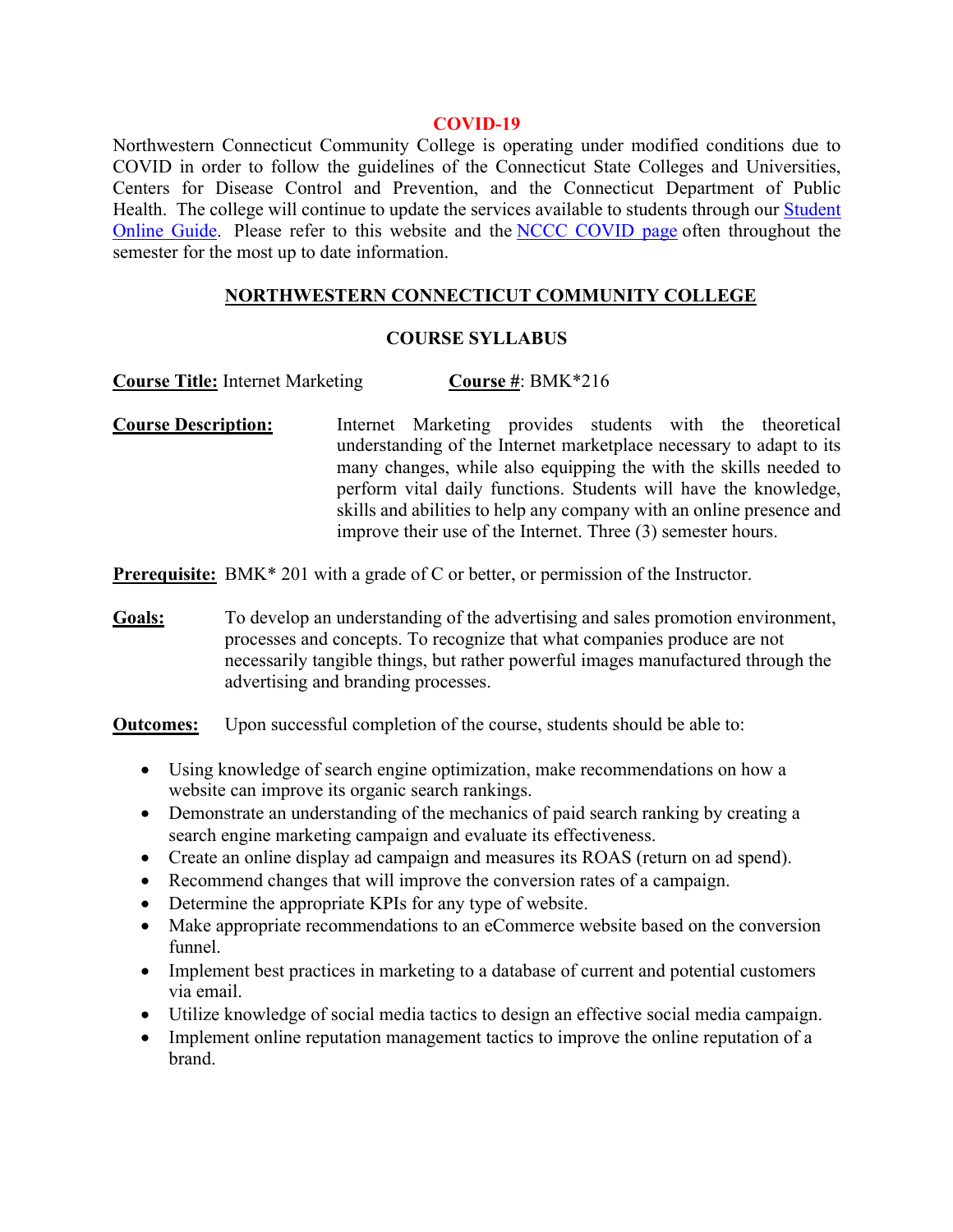## COVID-19

Northwestern Connecticut Community College is operating under modified conditions due to COVID in order to follow the guidelines of the Connecticut State Colleges and Universities, Centers for Disease Control and Prevention, and the Connecticut Department of Public Health. The college will continue to update the services available to students through our Student Online Guide. Please refer to this website and the NCCC COVID page often throughout the semester for the most up to date information.

# NORTHWESTERN CONNECTICUT COMMUNITY COLLEGE

## COURSE SYLLABUS

**Course Title:** Internet Marketing **Course #**: BMK*216

**Course Description:** Internet Marketing provides students with the theoretical understanding of the Internet marketplace necessary to adapt to its many changes, while also equipping the with the skills needed to perform vital daily functions. Students will have the knowledge, skills and abilities to help any company with an online presence and improve their use of the Internet. Three (3) semester hours.

**Prerequisite:** BMK* 201 with a grade of C or better, or permission of the Instructor.

**Goals:** To develop an understanding of the advertising and sales promotion environment, processes and concepts. To recognize that what companies produce are not necessarily tangible things, but rather powerful images manufactured through the advertising and branding processes.

**Outcomes:** Upon successful completion of the course, students should be able to:

- Using knowledge of search engine optimization, make recommendations on how a website can improve its organic search rankings.
- Demonstrate an understanding of the mechanics of paid search ranking by creating a search engine marketing campaign and evaluate its effectiveness.
- Create an online display ad campaign and measures its ROAS (return on ad spend).
- Recommend changes that will improve the conversion rates of a campaign.
- Determine the appropriate KPIs for any type of website.
- Make appropriate recommendations to an eCommerce website based on the conversion funnel.
- Implement best practices in marketing to a database of current and potential customers via email.
- Utilize knowledge of social media tactics to design an effective social media campaign.
- Implement online reputation management tactics to improve the online reputation of a brand.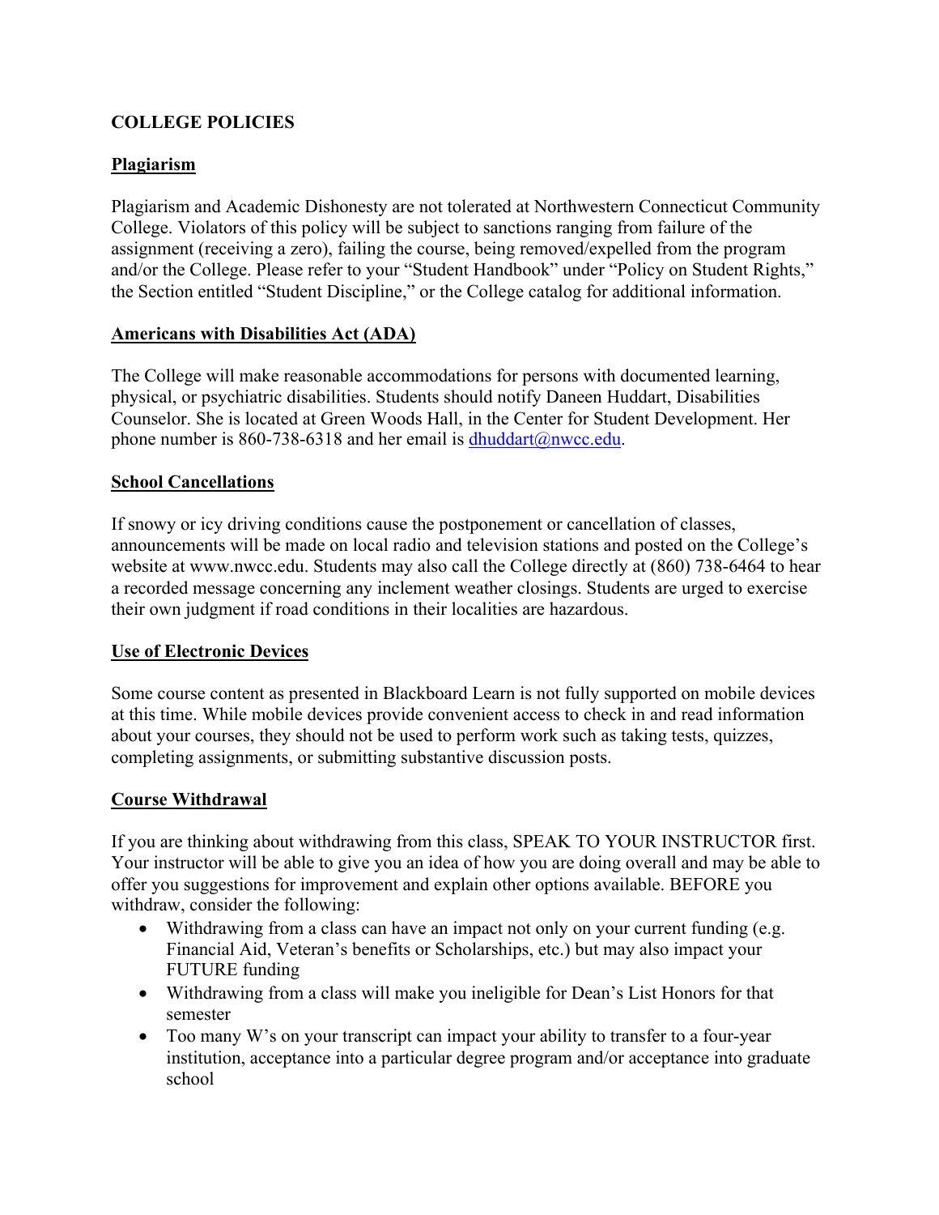# COLLEGE POLICIES

## Plagiarism

Plagiarism and Academic Dishonesty are not tolerated at Northwestern Connecticut Community College. Violators of this policy will be subject to sanctions ranging from failure of the assignment (receiving a zero), failing the course, being removed/expelled from the program and/or the College. Please refer to your "Student Handbook" under "Policy on Student Rights," the Section entitled "Student Discipline," or the College catalog for additional information.

## Americans with Disabilities Act (ADA)

The College will make reasonable accommodations for persons with documented learning, physical, or psychiatric disabilities. Students should notify Daneen Huddart, Disabilities Counselor. She is located at Green Woods Hall, in the Center for Student Development. Her phone number is 860-738-6318 and her email is dhuddart@nwcc.edu.

## School Cancellations

If snowy or icy driving conditions cause the postponement or cancellation of classes, announcements will be made on local radio and television stations and posted on the College's website at www.nwcc.edu. Students may also call the College directly at (860) 738-6464 to hear a recorded message concerning any inclement weather closings. Students are urged to exercise their own judgment if road conditions in their localities are hazardous.

## Use of Electronic Devices

Some course content as presented in Blackboard Learn is not fully supported on mobile devices at this time. While mobile devices provide convenient access to check in and read information about your courses, they should not be used to perform work such as taking tests, quizzes, completing assignments, or submitting substantive discussion posts.

## Course Withdrawal

If you are thinking about withdrawing from this class, SPEAK TO YOUR INSTRUCTOR first. Your instructor will be able to give you an idea of how you are doing overall and may be able to offer you suggestions for improvement and explain other options available. BEFORE you withdraw, consider the following:

- Withdrawing from a class can have an impact not only on your current funding (e.g. Financial Aid, Veteran's benefits or Scholarships, etc.) but may also impact your FUTURE funding
- Withdrawing from a class will make you ineligible for Dean's List Honors for that semester
- Too many W's on your transcript can impact your ability to transfer to a four-year institution, acceptance into a particular degree program and/or acceptance into graduate school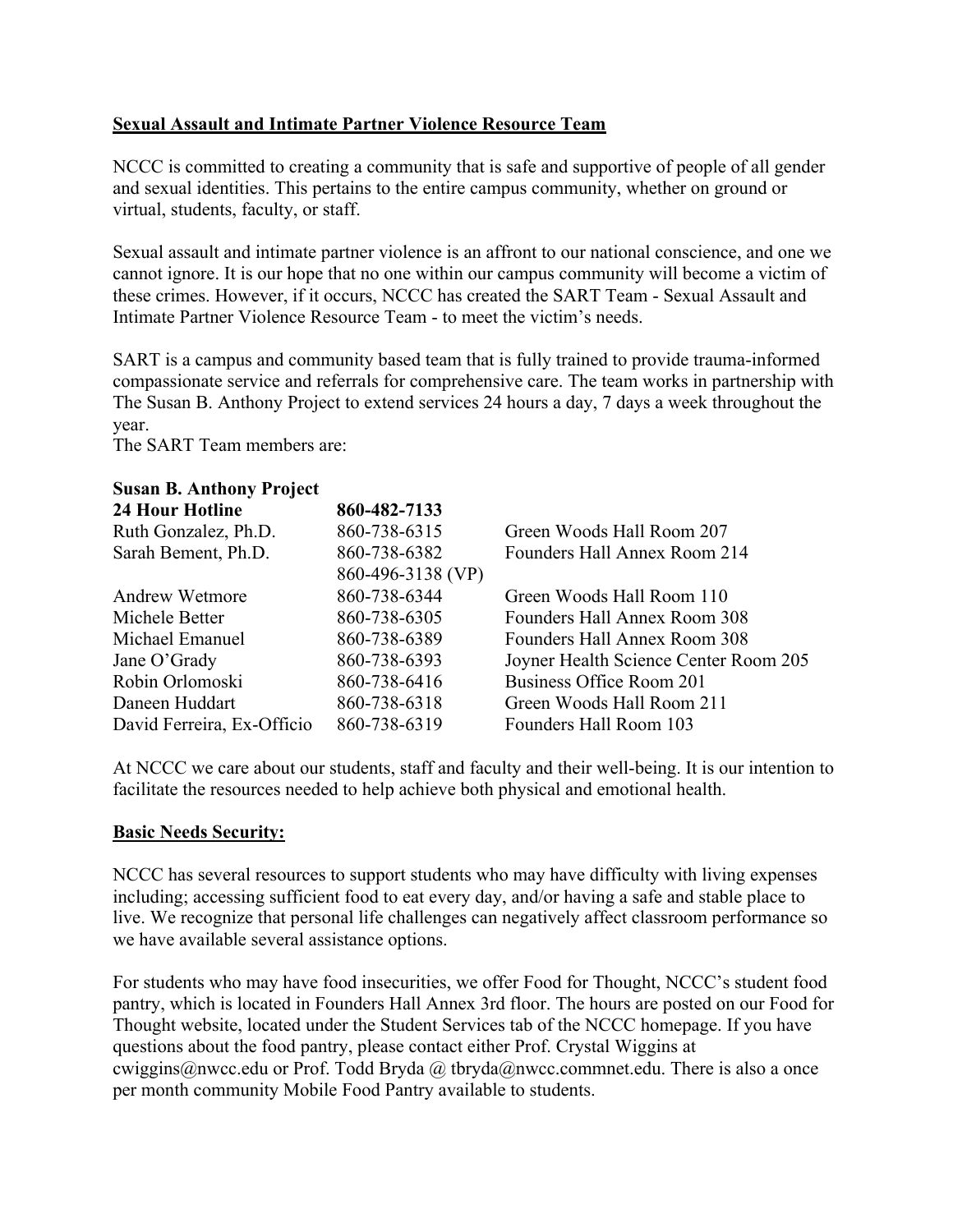## Sexual Assault and Intimate Partner Violence Resource Team

NCCC is committed to creating a community that is safe and supportive of people of all gender and sexual identities. This pertains to the entire campus community, whether on ground or virtual, students, faculty, or staff.

Sexual assault and intimate partner violence is an affront to our national conscience, and one we cannot ignore. It is our hope that no one within our campus community will become a victim of these crimes. However, if it occurs, NCCC has created the SART Team - Sexual Assault and Intimate Partner Violence Resource Team - to meet the victim's needs.

SART is a campus and community based team that is fully trained to provide trauma-informed compassionate service and referrals for comprehensive care. The team works in partnership with The Susan B. Anthony Project to extend services 24 hours a day, 7 days a week throughout the year.

The SART Team members are:

| Name | Phone | Location |
|---|---|---|
| **Susan B. Anthony Project 24 Hour Hotline** | **860-482-7133** | |
| Ruth Gonzalez, Ph.D. | 860-738-6315 | Green Woods Hall Room 207 |
| Sarah Bement, Ph.D. | 860-738-6382<br>860-496-3138 (VP) | Founders Hall Annex Room 214 |
| Andrew Wetmore | 860-738-6344 | Green Woods Hall Room 110 |
| Michele Better | 860-738-6305 | Founders Hall Annex Room 308 |
| Michael Emanuel | 860-738-6389 | Founders Hall Annex Room 308 |
| Jane O'Grady | 860-738-6393 | Joyner Health Science Center Room 205 |
| Robin Orlomoski | 860-738-6416 | Business Office Room 201 |
| Daneen Huddart | 860-738-6318 | Green Woods Hall Room 211 |
| David Ferreira, Ex-Officio | 860-738-6319 | Founders Hall Room 103 |

At NCCC we care about our students, staff and faculty and their well-being. It is our intention to facilitate the resources needed to help achieve both physical and emotional health.

## Basic Needs Security:

NCCC has several resources to support students who may have difficulty with living expenses including; accessing sufficient food to eat every day, and/or having a safe and stable place to live. We recognize that personal life challenges can negatively affect classroom performance so we have available several assistance options.

For students who may have food insecurities, we offer Food for Thought, NCCC's student food pantry, which is located in Founders Hall Annex 3rd floor. The hours are posted on our Food for Thought website, located under the Student Services tab of the NCCC homepage. If you have questions about the food pantry, please contact either Prof. Crystal Wiggins at cwiggins@nwcc.edu or Prof. Todd Bryda @ tbryda@nwcc.commnet.edu. There is also a once per month community Mobile Food Pantry available to students.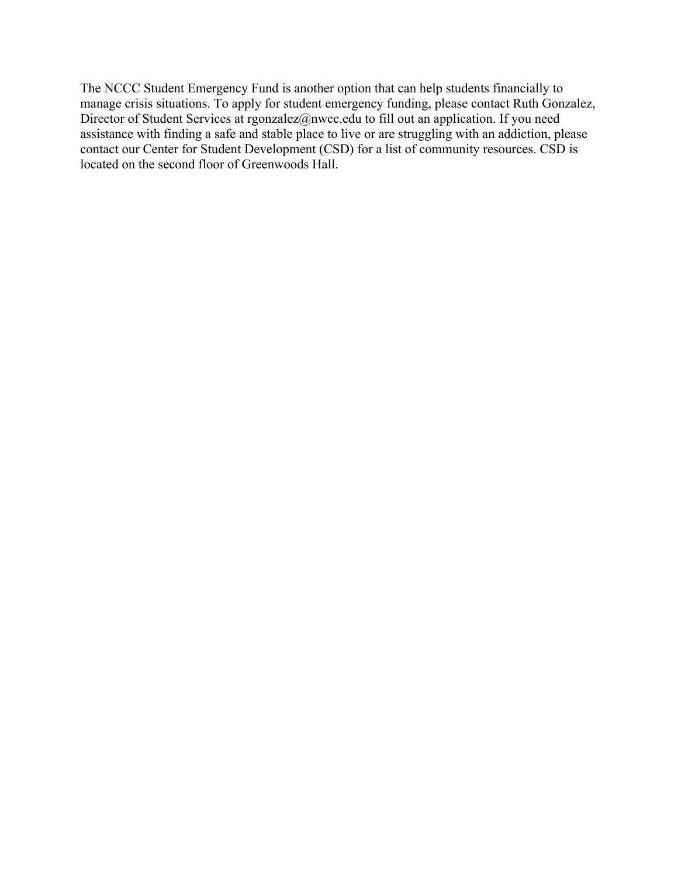The NCCC Student Emergency Fund is another option that can help students financially to manage crisis situations. To apply for student emergency funding, please contact Ruth Gonzalez, Director of Student Services at rgonzalez@nwcc.edu to fill out an application. If you need assistance with finding a safe and stable place to live or are struggling with an addiction, please contact our Center for Student Development (CSD) for a list of community resources. CSD is located on the second floor of Greenwoods Hall.